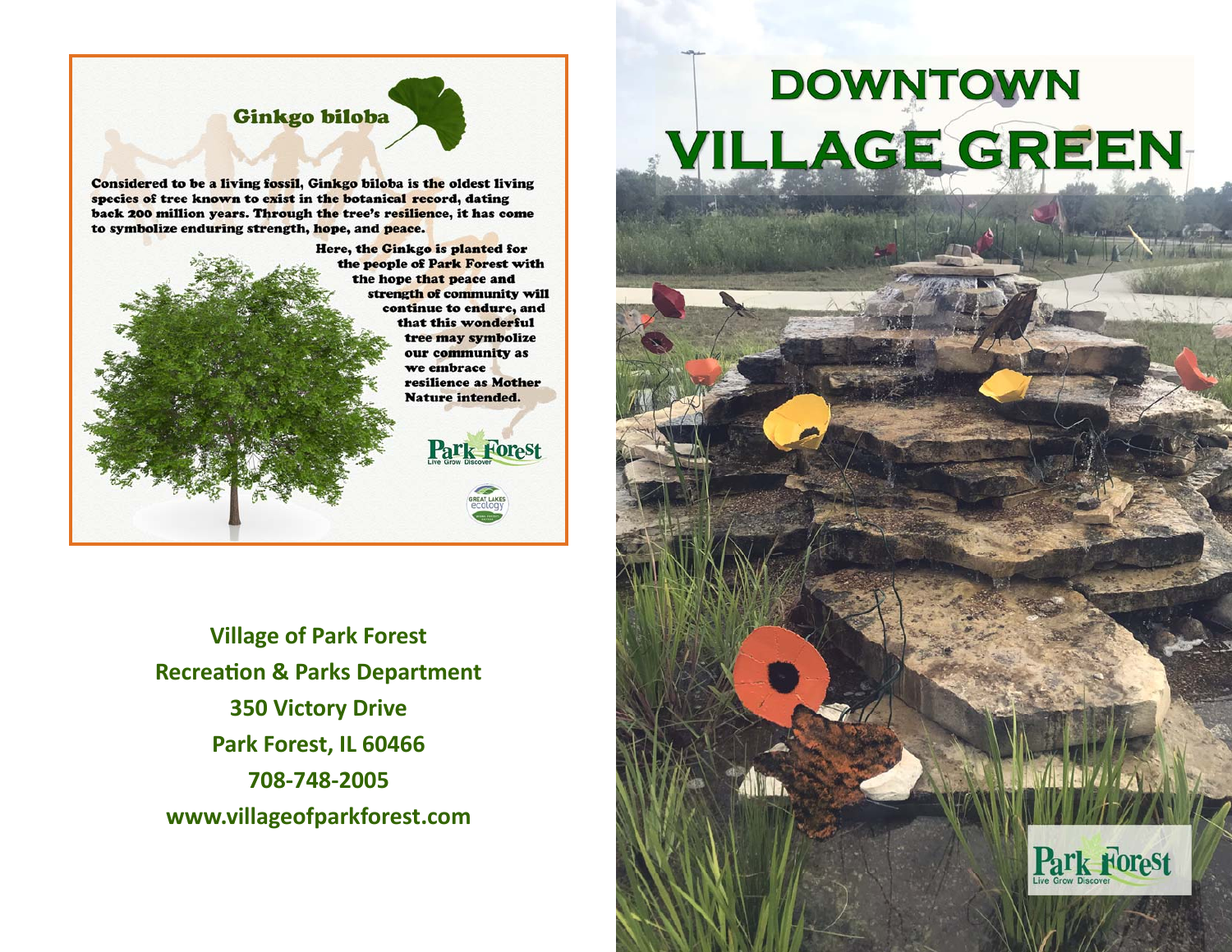## Ginkgo biloba

Considered to be a living fossil, Ginkgo biloba is the oldest living species of tree known to exist in the botanical record, dating back 200 million years. Through the tree's resilience, it has come to symbolize enduring strength, hope, and peace.

Here, the Ginkgo is planted for the people of Park Forest with the hope that peace and strength of community will continue to endure, and that this wonderful tree may symbolize our community as we embrace resilience as Mother Nature intended.

Park Forest
Live Grow Discover

GREAT LAKES ecology

**Village of Park Forest**
**Recreation & Parks Department**
**350 Victory Drive**
**Park Forest, IL 60466**
**708-748-2005**
**www.villageofparkforest.com**

# DOWNTOWN VILLAGE GREEN

Park Forest
Live Grow Discover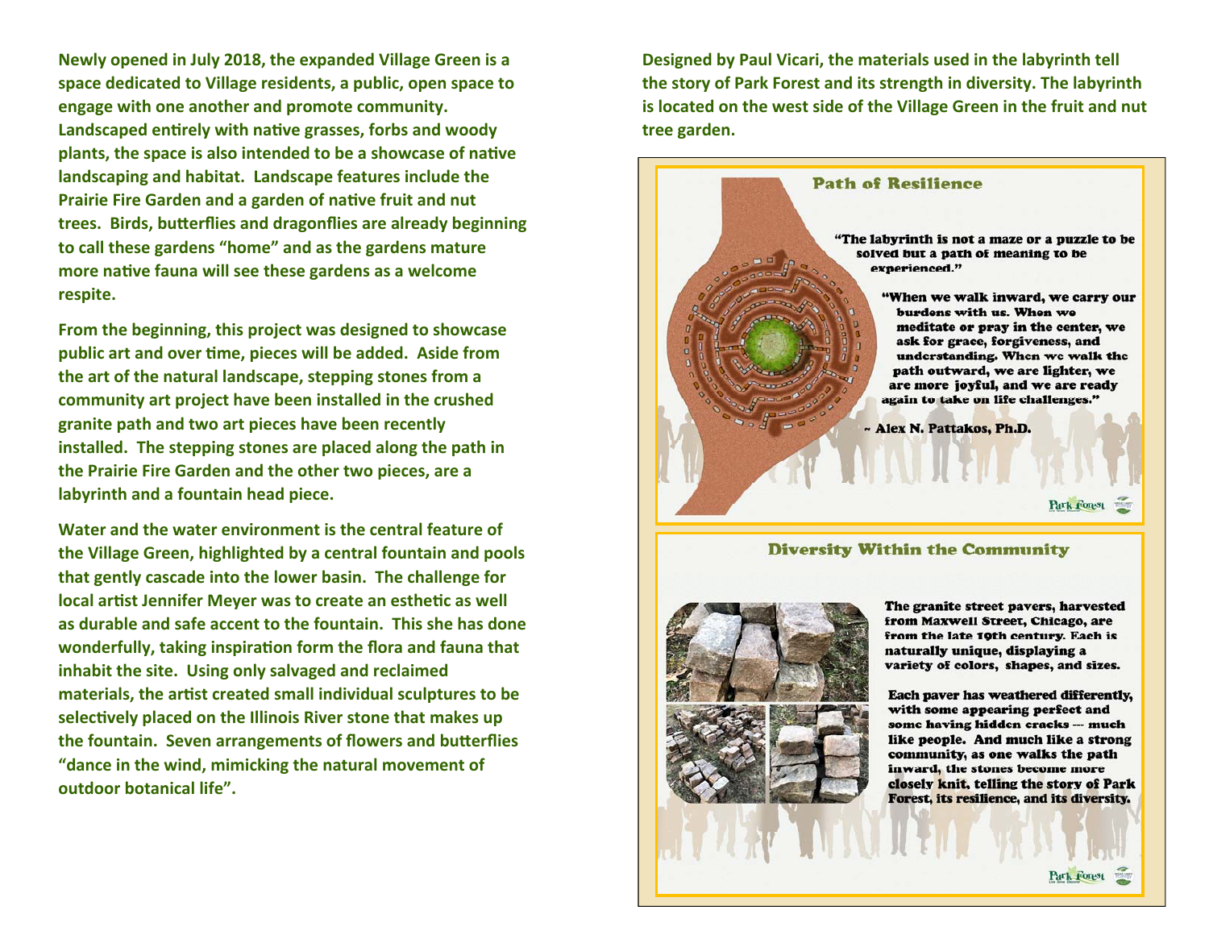**Newly opened in July 2018, the expanded Village Green is a space dedicated to Village residents, a public, open space to engage with one another and promote community. Landscaped entirely with native grasses, forbs and woody plants, the space is also intended to be a showcase of native landscaping and habitat. Landscape features include the Prairie Fire Garden and a garden of native fruit and nut trees. Birds, butterflies and dragonflies are already beginning to call these gardens "home" and as the gardens mature more native fauna will see these gardens as a welcome respite.**

**From the beginning, this project was designed to showcase public art and over time, pieces will be added. Aside from the art of the natural landscape, stepping stones from a community art project have been installed in the crushed granite path and two art pieces have been recently installed. The stepping stones are placed along the path in the Prairie Fire Garden and the other two pieces, are a labyrinth and a fountain head piece.**

**Water and the water environment is the central feature of the Village Green, highlighted by a central fountain and pools that gently cascade into the lower basin. The challenge for local artist Jennifer Meyer was to create an esthetic as well as durable and safe accent to the fountain. This she has done wonderfully, taking inspiration form the flora and fauna that inhabit the site. Using only salvaged and reclaimed materials, the artist created small individual sculptures to be selectively placed on the Illinois River stone that makes up the fountain. Seven arrangements of flowers and butterflies "dance in the wind, mimicking the natural movement of outdoor botanical life".**

**Designed by Paul Vicari, the materials used in the labyrinth tell the story of Park Forest and its strength in diversity. The labyrinth is located on the west side of the Village Green in the fruit and nut tree garden.**

## Path of Resilience

"The labyrinth is not a maze or a puzzle to be solved but a path of meaning to be experienced."

"When we walk inward, we carry our burdens with us. When we meditate or pray in the center, we ask for grace, forgiveness, and understanding. When we walk the path outward, we are lighter, we are more joyful, and we are ready again to take on life challenges."

~ Alex N. Pattakos, Ph.D.

Park Forest

## Diversity Within the Community

The granite street pavers, harvested from Maxwell Street, Chicago, are from the late 19th century. Each is naturally unique, displaying a variety of colors, shapes, and sizes.

Each paver has weathered differently, with some appearing perfect and some having hidden cracks — much like people. And much like a strong community, as one walks the path inward, the stones become more closely knit, telling the story of Park Forest, its resilience, and its diversity.

Park Forest